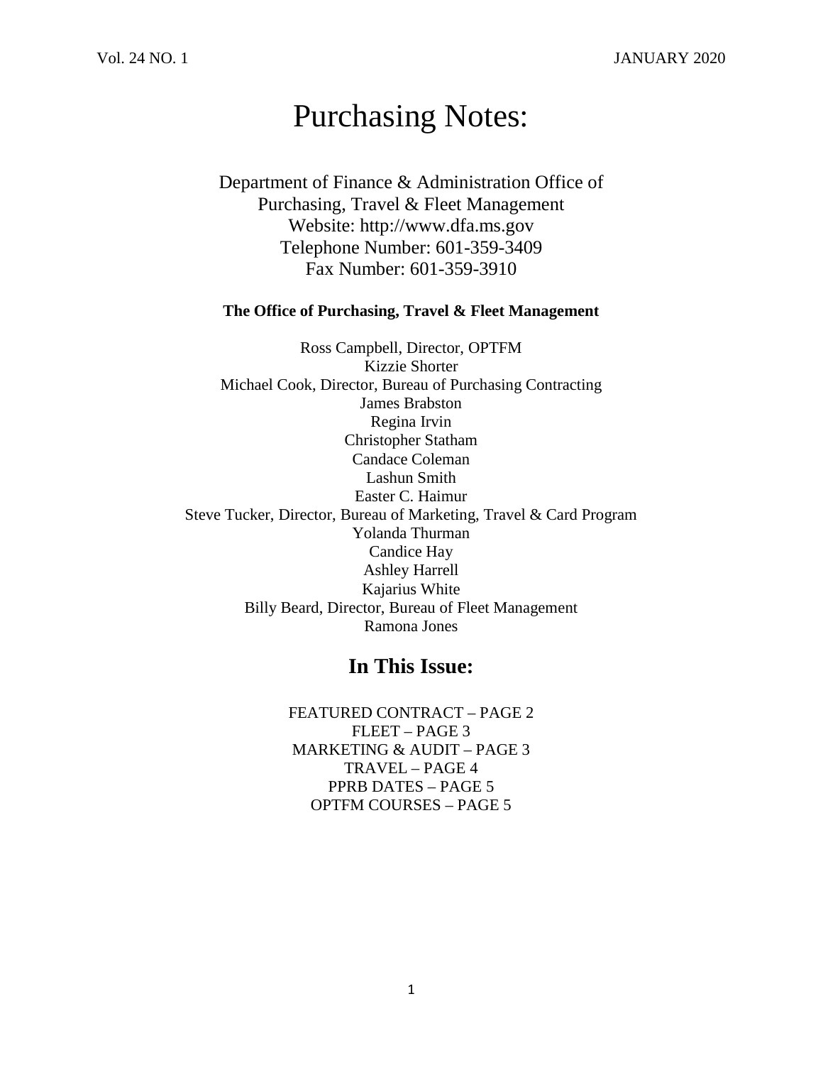# Purchasing Notes:

Department of Finance & Administration Office of Purchasing, Travel & Fleet Management
Website: http://www.dfa.ms.gov
Telephone Number: 601-359-3409
Fax Number: 601-359-3910

**The Office of Purchasing, Travel & Fleet Management**

Ross Campbell, Director, OPTFM
Kizzie Shorter
Michael Cook, Director, Bureau of Purchasing Contracting
James Brabston
Regina Irvin
Christopher Statham
Candace Coleman
Lashun Smith
Easter C. Haimur
Steve Tucker, Director, Bureau of Marketing, Travel & Card Program
Yolanda Thurman
Candice Hay
Ashley Harrell
Kajarius White
Billy Beard, Director, Bureau of Fleet Management
Ramona Jones

## In This Issue:

FEATURED CONTRACT – PAGE 2
FLEET – PAGE 3
MARKETING & AUDIT – PAGE 3
TRAVEL – PAGE 4
PPRB DATES – PAGE 5
OPTFM COURSES – PAGE 5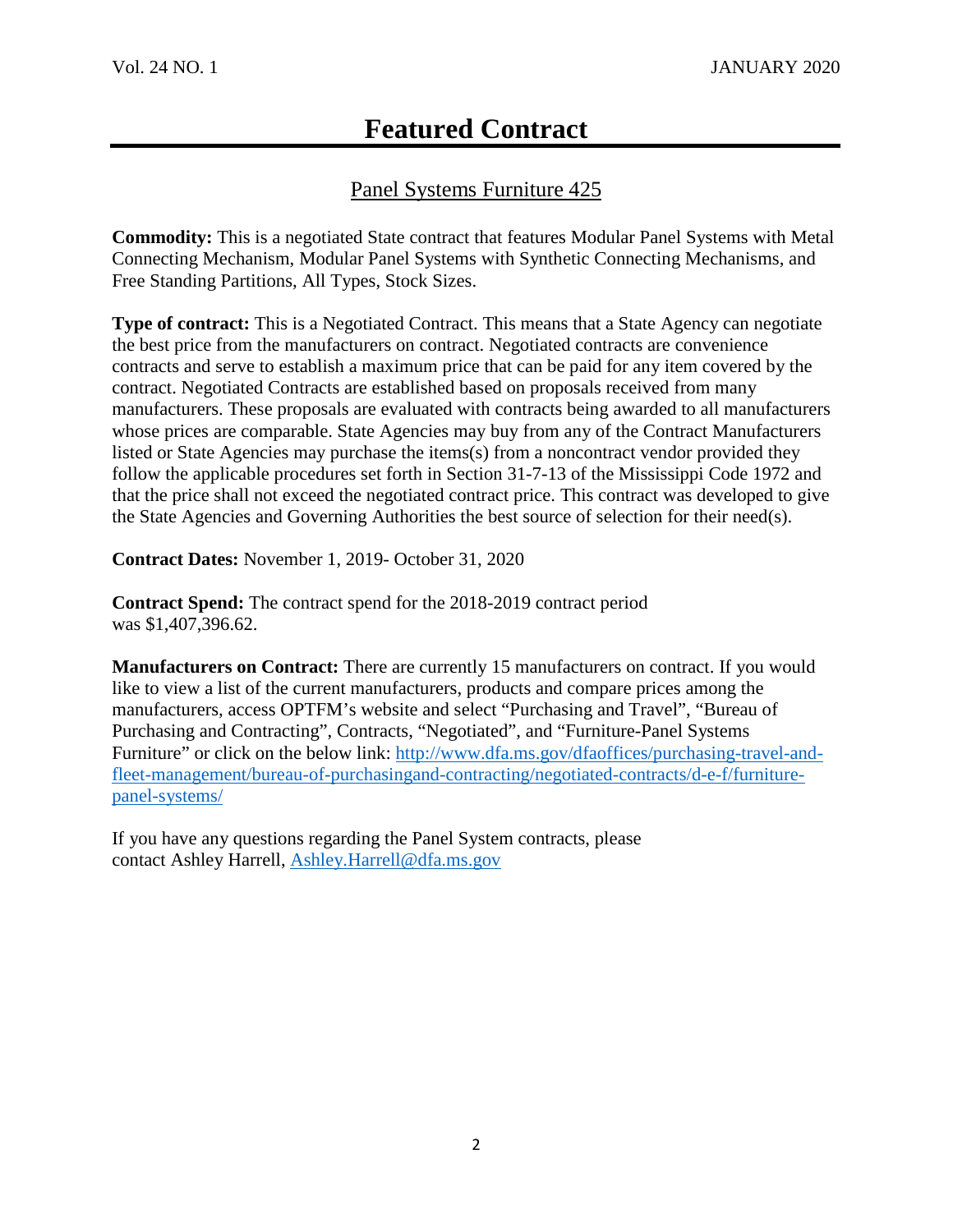# Featured Contract

## Panel Systems Furniture 425

**Commodity:** This is a negotiated State contract that features Modular Panel Systems with Metal Connecting Mechanism, Modular Panel Systems with Synthetic Connecting Mechanisms, and Free Standing Partitions, All Types, Stock Sizes.

**Type of contract:** This is a Negotiated Contract. This means that a State Agency can negotiate the best price from the manufacturers on contract. Negotiated contracts are convenience contracts and serve to establish a maximum price that can be paid for any item covered by the contract. Negotiated Contracts are established based on proposals received from many manufacturers. These proposals are evaluated with contracts being awarded to all manufacturers whose prices are comparable. State Agencies may buy from any of the Contract Manufacturers listed or State Agencies may purchase the items(s) from a noncontract vendor provided they follow the applicable procedures set forth in Section 31-7-13 of the Mississippi Code 1972 and that the price shall not exceed the negotiated contract price. This contract was developed to give the State Agencies and Governing Authorities the best source of selection for their need(s).

**Contract Dates:** November 1, 2019- October 31, 2020

**Contract Spend:** The contract spend for the 2018-2019 contract period was $1,407,396.62.

**Manufacturers on Contract:** There are currently 15 manufacturers on contract. If you would like to view a list of the current manufacturers, products and compare prices among the manufacturers, access OPTFM's website and select "Purchasing and Travel", "Bureau of Purchasing and Contracting", Contracts, "Negotiated", and "Furniture-Panel Systems Furniture" or click on the below link: [http://www.dfa.ms.gov/dfaoffices/purchasing-travel-and-fleet-management/bureau-of-purchasingand-contracting/negotiated-contracts/d-e-f/furniture-panel-systems/](http://www.dfa.ms.gov/dfaoffices/purchasing-travel-and-fleet-management/bureau-of-purchasingand-contracting/negotiated-contracts/d-e-f/furniture-panel-systems/)

If you have any questions regarding the Panel System contracts, please contact Ashley Harrell, [Ashley.Harrell@dfa.ms.gov](mailto:Ashley.Harrell@dfa.ms.gov)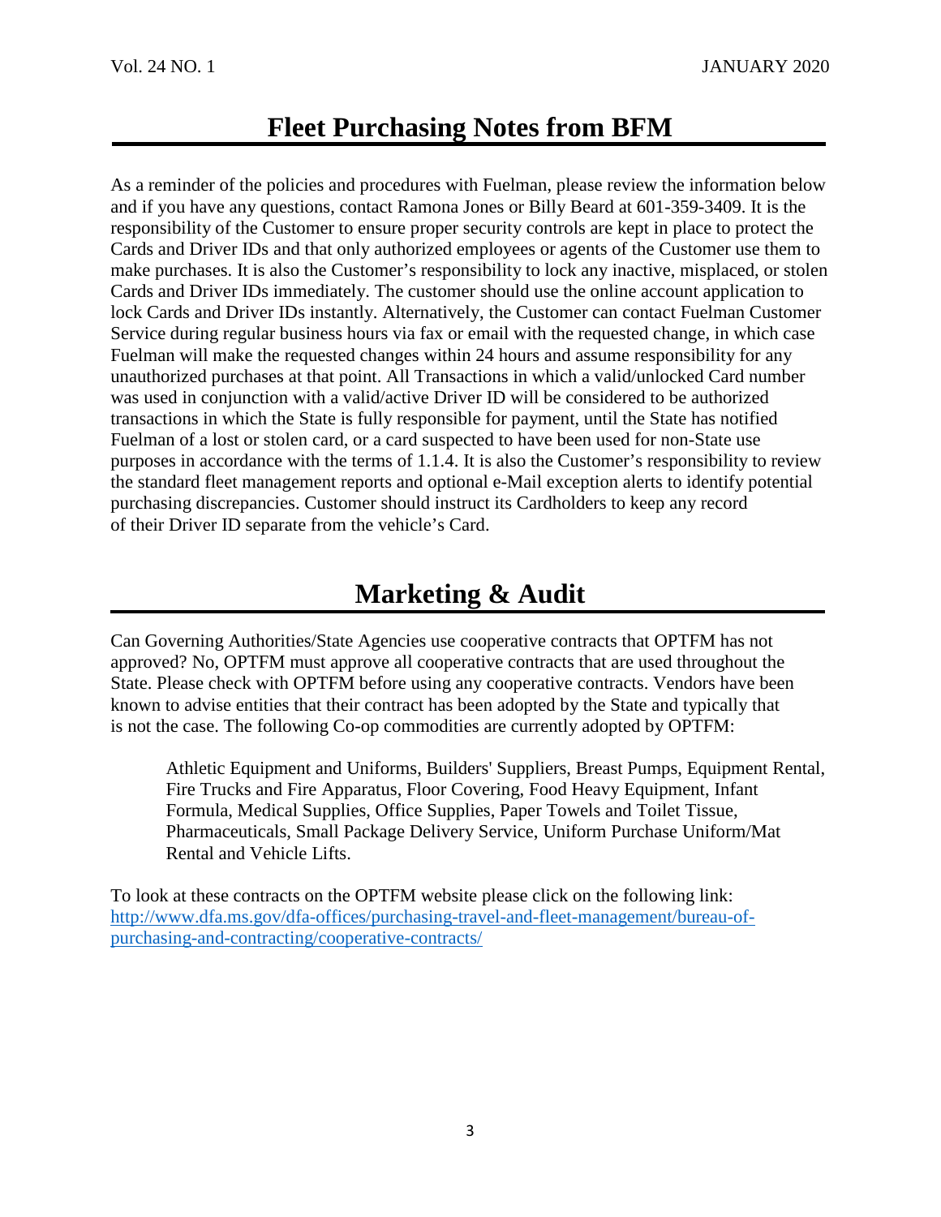## Fleet Purchasing Notes from BFM

As a reminder of the policies and procedures with Fuelman, please review the information below and if you have any questions, contact Ramona Jones or Billy Beard at 601-359-3409. It is the responsibility of the Customer to ensure proper security controls are kept in place to protect the Cards and Driver IDs and that only authorized employees or agents of the Customer use them to make purchases. It is also the Customer's responsibility to lock any inactive, misplaced, or stolen Cards and Driver IDs immediately. The customer should use the online account application to lock Cards and Driver IDs instantly. Alternatively, the Customer can contact Fuelman Customer Service during regular business hours via fax or email with the requested change, in which case Fuelman will make the requested changes within 24 hours and assume responsibility for any unauthorized purchases at that point. All Transactions in which a valid/unlocked Card number was used in conjunction with a valid/active Driver ID will be considered to be authorized transactions in which the State is fully responsible for payment, until the State has notified Fuelman of a lost or stolen card, or a card suspected to have been used for non-State use purposes in accordance with the terms of 1.1.4. It is also the Customer's responsibility to review the standard fleet management reports and optional e-Mail exception alerts to identify potential purchasing discrepancies. Customer should instruct its Cardholders to keep any record of their Driver ID separate from the vehicle's Card.

## Marketing & Audit

Can Governing Authorities/State Agencies use cooperative contracts that OPTFM has not approved? No, OPTFM must approve all cooperative contracts that are used throughout the State. Please check with OPTFM before using any cooperative contracts. Vendors have been known to advise entities that their contract has been adopted by the State and typically that is not the case. The following Co-op commodities are currently adopted by OPTFM:

> Athletic Equipment and Uniforms, Builders' Suppliers, Breast Pumps, Equipment Rental, Fire Trucks and Fire Apparatus, Floor Covering, Food Heavy Equipment, Infant Formula, Medical Supplies, Office Supplies, Paper Towels and Toilet Tissue, Pharmaceuticals, Small Package Delivery Service, Uniform Purchase Uniform/Mat Rental and Vehicle Lifts.

To look at these contracts on the OPTFM website please click on the following link: [http://www.dfa.ms.gov/dfa-offices/purchasing-travel-and-fleet-management/bureau-of-purchasing-and-contracting/cooperative-contracts/](http://www.dfa.ms.gov/dfa-offices/purchasing-travel-and-fleet-management/bureau-of-purchasing-and-contracting/cooperative-contracts/)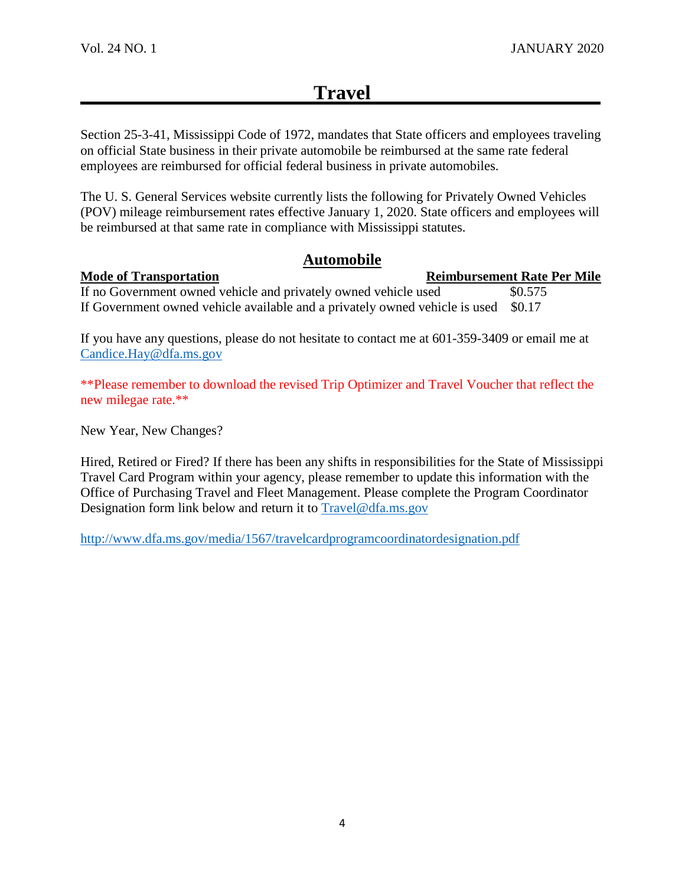# Travel

Section 25-3-41, Mississippi Code of 1972, mandates that State officers and employees traveling on official State business in their private automobile be reimbursed at the same rate federal employees are reimbursed for official federal business in private automobiles.

The U. S. General Services website currently lists the following for Privately Owned Vehicles (POV) mileage reimbursement rates effective January 1, 2020. State officers and employees will be reimbursed at that same rate in compliance with Mississippi statutes.

## Automobile

| Mode of Transportation | Reimbursement Rate Per Mile |
| --- | --- |
| If no Government owned vehicle and privately owned vehicle used | $0.575 |
| If Government owned vehicle available and a privately owned vehicle is used | $0.17 |

If you have any questions, please do not hesitate to contact me at 601-359-3409 or email me at Candice.Hay@dfa.ms.gov

**Please remember to download the revised Trip Optimizer and Travel Voucher that reflect the new milegae rate.**

New Year, New Changes?

Hired, Retired or Fired? If there has been any shifts in responsibilities for the State of Mississippi Travel Card Program within your agency, please remember to update this information with the Office of Purchasing Travel and Fleet Management. Please complete the Program Coordinator Designation form link below and return it to Travel@dfa.ms.gov

http://www.dfa.ms.gov/media/1567/travelcardprogramcoordinatordesignation.pdf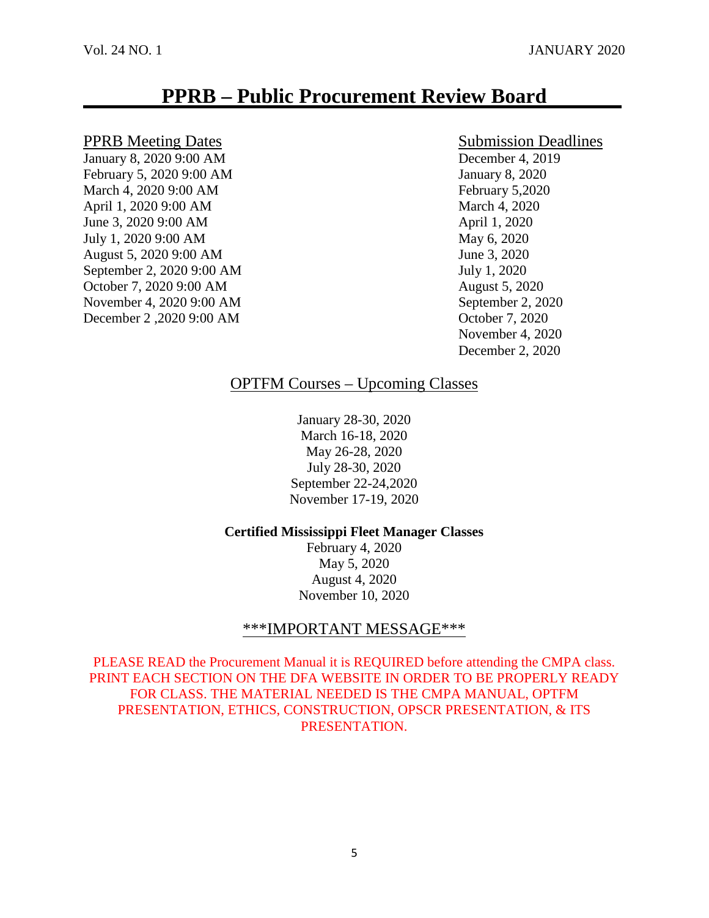# PPRB – Public Procurement Review Board

| PPRB Meeting Dates | Submission Deadlines |
|---|---|
| January 8, 2020 9:00 AM | December 4, 2019 |
| February 5, 2020 9:00 AM | January 8, 2020 |
| March 4, 2020 9:00 AM | February 5,2020 |
| April 1, 2020 9:00 AM | March 4, 2020 |
| June 3, 2020 9:00 AM | April 1, 2020 |
| July 1, 2020 9:00 AM | May 6, 2020 |
| August 5, 2020 9:00 AM | June 3, 2020 |
| September 2, 2020 9:00 AM | July 1, 2020 |
| October 7, 2020 9:00 AM | August 5, 2020 |
| November 4, 2020 9:00 AM | September 2, 2020 |
| December 2 ,2020 9:00 AM | October 7, 2020 |
| | November 4, 2020 |
| | December 2, 2020 |

## OPTFM Courses – Upcoming Classes

January 28-30, 2020
March 16-18, 2020
May 26-28, 2020
July 28-30, 2020
September 22-24,2020
November 17-19, 2020

**Certified Mississippi Fleet Manager Classes**

February 4, 2020
May 5, 2020
August 4, 2020
November 10, 2020

## ***IMPORTANT MESSAGE***

PLEASE READ the Procurement Manual it is REQUIRED before attending the CMPA class. PRINT EACH SECTION ON THE DFA WEBSITE IN ORDER TO BE PROPERLY READY FOR CLASS. THE MATERIAL NEEDED IS THE CMPA MANUAL, OPTFM PRESENTATION, ETHICS, CONSTRUCTION, OPSCR PRESENTATION, & ITS PRESENTATION.